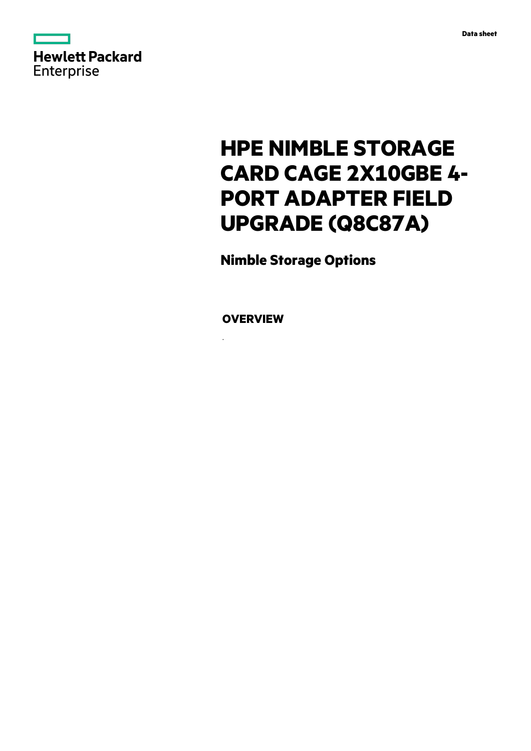Hewlett Packard Enterprise

Data sheet

# HPE NIMBLE STORAGE CARD CAGE 2X10GBE 4-PORT ADAPTER FIELD UPGRADE (Q8C87A)

## Nimble Storage Options

### OVERVIEW

.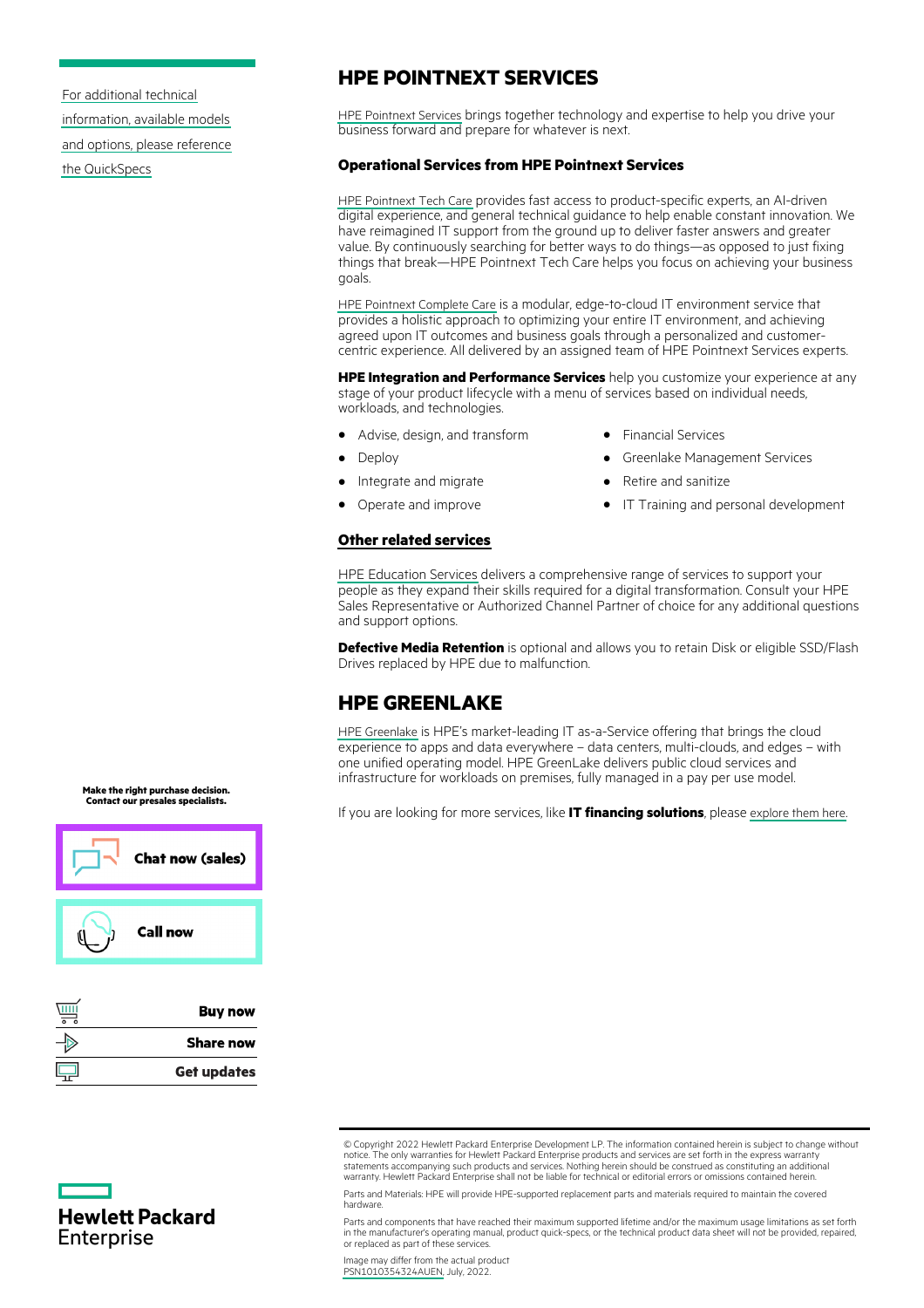For additional technical information, available models and options, please reference the QuickSpecs

## HPE POINTNEXT SERVICES

HPE Pointnext Services brings together technology and expertise to help you drive your business forward and prepare for whatever is next.

### Operational Services from HPE Pointnext Services

HPE Pointnext Tech Care provides fast access to product-specific experts, an AI-driven digital experience, and general technical guidance to help enable constant innovation. We have reimagined IT support from the ground up to deliver faster answers and greater value. By continuously searching for better ways to do things—as opposed to just fixing things that break—HPE Pointnext Tech Care helps you focus on achieving your business goals.

HPE Pointnext Complete Care is a modular, edge-to-cloud IT environment service that provides a holistic approach to optimizing your entire IT environment, and achieving agreed upon IT outcomes and business goals through a personalized and customer-centric experience. All delivered by an assigned team of HPE Pointnext Services experts.

**HPE Integration and Performance Services** help you customize your experience at any stage of your product lifecycle with a menu of services based on individual needs, workloads, and technologies.

- Advise, design, and transform
- Deploy
- Integrate and migrate
- Operate and improve
- Financial Services
- Greenlake Management Services
- Retire and sanitize
- IT Training and personal development

### Other related services

HPE Education Services delivers a comprehensive range of services to support your people as they expand their skills required for a digital transformation. Consult your HPE Sales Representative or Authorized Channel Partner of choice for any additional questions and support options.

**Defective Media Retention** is optional and allows you to retain Disk or eligible SSD/Flash Drives replaced by HPE due to malfunction.

## HPE GREENLAKE

HPE Greenlake is HPE's market-leading IT as-a-Service offering that brings the cloud experience to apps and data everywhere – data centers, multi-clouds, and edges – with one unified operating model. HPE GreenLake delivers public cloud services and infrastructure for workloads on premises, fully managed in a pay per use model.

If you are looking for more services, like **IT financing solutions**, please explore them here.

**Make the right purchase decision. Contact our presales specialists.**

**Chat now (sales)**

**Call now**

**Buy now**

**Share now**

**Get updates**

Hewlett Packard Enterprise

© Copyright 2022 Hewlett Packard Enterprise Development LP. The information contained herein is subject to change without notice. The only warranties for Hewlett Packard Enterprise products and services are set forth in the express warranty statements accompanying such products and services. Nothing herein should be construed as constituting an additional warranty. Hewlett Packard Enterprise shall not be liable for technical or editorial errors or omissions contained herein.

Parts and Materials: HPE will provide HPE-supported replacement parts and materials required to maintain the covered hardware.

Parts and components that have reached their maximum supported lifetime and/or the maximum usage limitations as set forth in the manufacturer's operating manual, product quick-specs, or the technical product data sheet will not be provided, repaired, or replaced as part of these services.

Image may differ from the actual product

PSN1010354324AUEN, July, 2022.